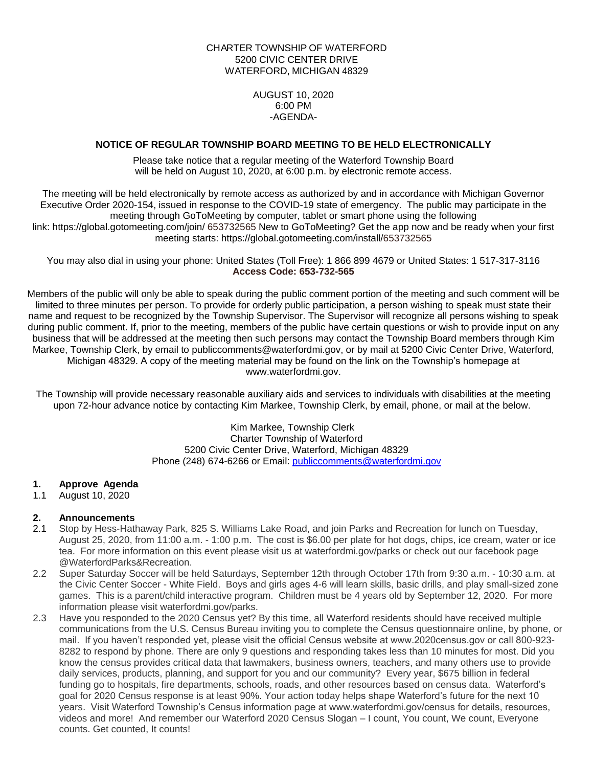CHARTER TOWNSHIP OF WATERFORD
5200 CIVIC CENTER DRIVE
WATERFORD, MICHIGAN 48329

AUGUST 10, 2020
6:00 PM
-AGENDA-

**NOTICE OF REGULAR TOWNSHIP BOARD MEETING TO BE HELD ELECTRONICALLY**

Please take notice that a regular meeting of the Waterford Township Board will be held on August 10, 2020, at 6:00 p.m. by electronic remote access.

The meeting will be held electronically by remote access as authorized by and in accordance with Michigan Governor Executive Order 2020-154, issued in response to the COVID-19 state of emergency. The public may participate in the meeting through GoToMeeting by computer, tablet or smart phone using the following link: https://global.gotomeeting.com/join/ 653732565 New to GoToMeeting? Get the app now and be ready when your first meeting starts: https://global.gotomeeting.com/install/653732565

You may also dial in using your phone: United States (Toll Free): 1 866 899 4679 or United States: 1 517-317-3116
**Access Code: 653-732-565**

Members of the public will only be able to speak during the public comment portion of the meeting and such comment will be limited to three minutes per person. To provide for orderly public participation, a person wishing to speak must state their name and request to be recognized by the Township Supervisor. The Supervisor will recognize all persons wishing to speak during public comment. If, prior to the meeting, members of the public have certain questions or wish to provide input on any business that will be addressed at the meeting then such persons may contact the Township Board members through Kim Markee, Township Clerk, by email to publiccomments@waterfordmi.gov, or by mail at 5200 Civic Center Drive, Waterford, Michigan 48329. A copy of the meeting material may be found on the link on the Township's homepage at www.waterfordmi.gov.

The Township will provide necessary reasonable auxiliary aids and services to individuals with disabilities at the meeting upon 72-hour advance notice by contacting Kim Markee, Township Clerk, by email, phone, or mail at the below.

Kim Markee, Township Clerk
Charter Township of Waterford
5200 Civic Center Drive, Waterford, Michigan 48329
Phone (248) 674-6266 or Email: publiccomments@waterfordmi.gov

**1. Approve Agenda**

1.1 August 10, 2020

**2. Announcements**

2.1 Stop by Hess-Hathaway Park, 825 S. Williams Lake Road, and join Parks and Recreation for lunch on Tuesday, August 25, 2020, from 11:00 a.m. - 1:00 p.m. The cost is $6.00 per plate for hot dogs, chips, ice cream, water or ice tea. For more information on this event please visit us at waterfordmi.gov/parks or check out our facebook page @WaterfordParks&Recreation.

2.2 Super Saturday Soccer will be held Saturdays, September 12th through October 17th from 9:30 a.m. - 10:30 a.m. at the Civic Center Soccer - White Field. Boys and girls ages 4-6 will learn skills, basic drills, and play small-sized zone games. This is a parent/child interactive program. Children must be 4 years old by September 12, 2020. For more information please visit waterfordmi.gov/parks.

2.3 Have you responded to the 2020 Census yet? By this time, all Waterford residents should have received multiple communications from the U.S. Census Bureau inviting you to complete the Census questionnaire online, by phone, or mail. If you haven't responded yet, please visit the official Census website at www.2020census.gov or call 800-923-8282 to respond by phone. There are only 9 questions and responding takes less than 10 minutes for most. Did you know the census provides critical data that lawmakers, business owners, teachers, and many others use to provide daily services, products, planning, and support for you and our community? Every year, $675 billion in federal funding go to hospitals, fire departments, schools, roads, and other resources based on census data. Waterford's goal for 2020 Census response is at least 90%. Your action today helps shape Waterford's future for the next 10 years. Visit Waterford Township's Census information page at www.waterfordmi.gov/census for details, resources, videos and more! And remember our Waterford 2020 Census Slogan – I count, You count, We count, Everyone counts. Get counted, It counts!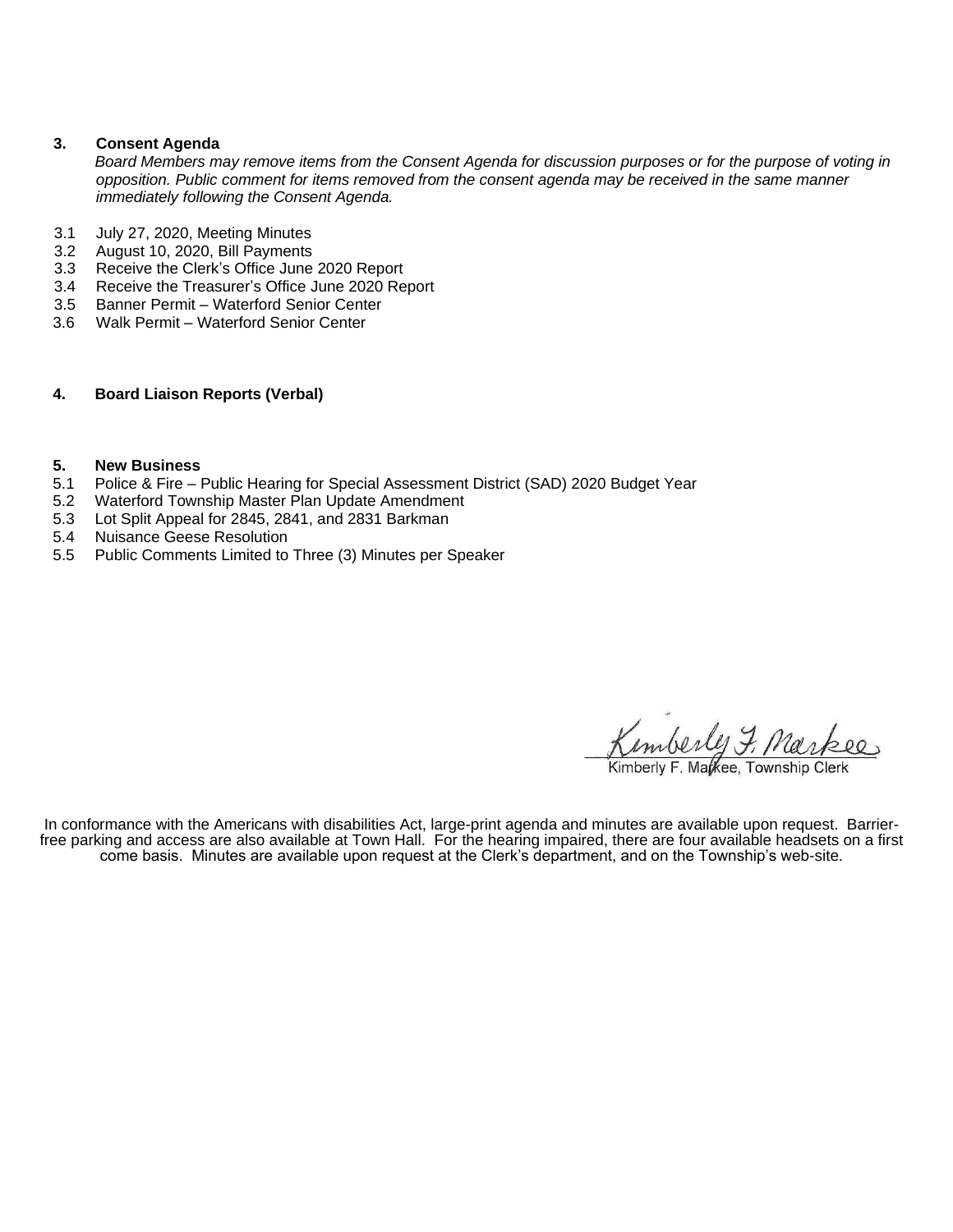**3. Consent Agenda**

*Board Members may remove items from the Consent Agenda for discussion purposes or for the purpose of voting in opposition. Public comment for items removed from the consent agenda may be received in the same manner immediately following the Consent Agenda.*

3.1 July 27, 2020, Meeting Minutes
3.2 August 10, 2020, Bill Payments
3.3 Receive the Clerk's Office June 2020 Report
3.4 Receive the Treasurer's Office June 2020 Report
3.5 Banner Permit – Waterford Senior Center
3.6 Walk Permit – Waterford Senior Center

**4. Board Liaison Reports (Verbal)**

**5. New Business**

5.1 Police & Fire – Public Hearing for Special Assessment District (SAD) 2020 Budget Year
5.2 Waterford Township Master Plan Update Amendment
5.3 Lot Split Appeal for 2845, 2841, and 2831 Barkman
5.4 Nuisance Geese Resolution
5.5 Public Comments Limited to Three (3) Minutes per Speaker

Kimberly F. Markee

Kimberly F. Markee, Township Clerk

In conformance with the Americans with disabilities Act, large-print agenda and minutes are available upon request. Barrier-free parking and access are also available at Town Hall. For the hearing impaired, there are four available headsets on a first come basis. Minutes are available upon request at the Clerk's department, and on the Township's web-site.